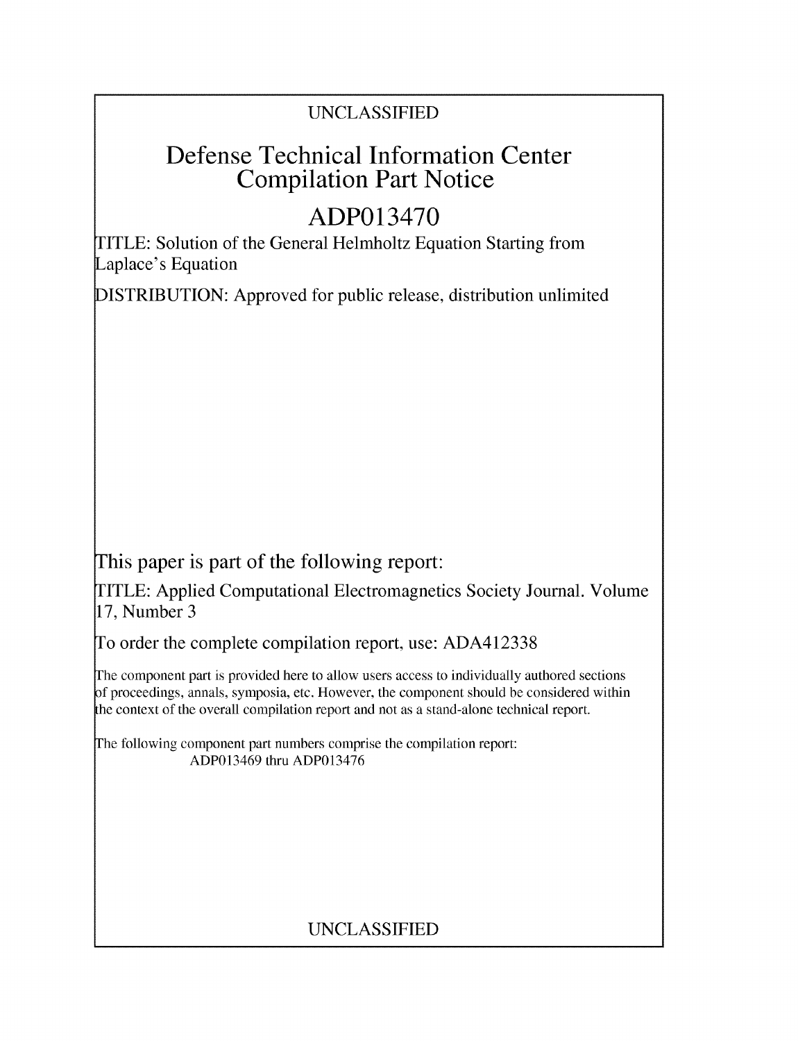UNCLASSIFIED

# Defense Technical Information Center Compilation Part Notice

## ADP013470

TITLE: Solution of the General Helmholtz Equation Starting from Laplace's Equation

DISTRIBUTION: Approved for public release, distribution unlimited

This paper is part of the following report:

TITLE: Applied Computational Electromagnetics Society Journal. Volume 17, Number 3

To order the complete compilation report, use: ADA412338

The component part is provided here to allow users access to individually authored sections of proceedings, annals, symposia, etc. However, the component should be considered within the context of the overall compilation report and not as a stand-alone technical report.

The following component part numbers comprise the compilation report:
ADP013469 thru ADP013476

UNCLASSIFIED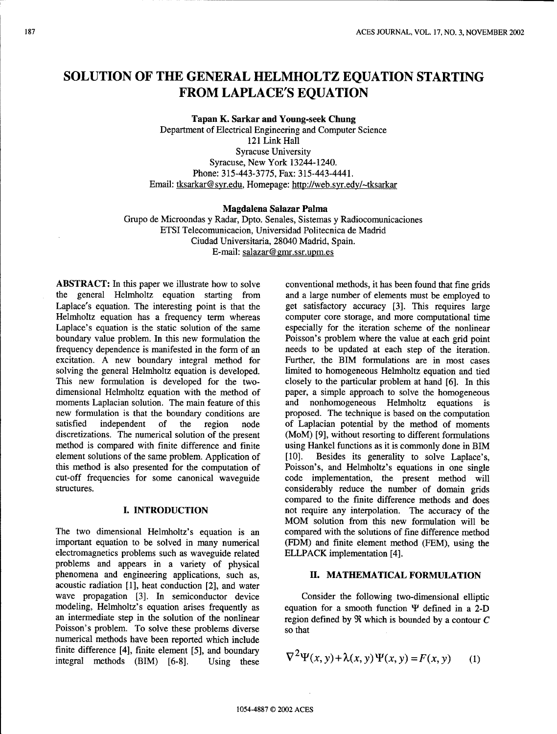# SOLUTION OF THE GENERAL HELMHOLTZ EQUATION STARTING FROM LAPLACE'S EQUATION

**Tapan K. Sarkar and Young-seek Chung**
Department of Electrical Engineering and Computer Science
121 Link Hall
Syracuse University
Syracuse, New York 13244-1240.
Phone: 315-443-3775, Fax: 315-443-4441.
Email: tksarkar@syr.edu, Homepage: http://web.syr.edy/~tksarkar

**Magdalena Salazar Palma**
Grupo de Microondas y Radar, Dpto. Senales, Sistemas y Radiocomunicaciones
ETSI Telecomunicacion, Universidad Politecnica de Madrid
Ciudad Universitaria, 28040 Madrid, Spain.
E-mail: salazar@gmr.ssr.upm.es

**ABSTRACT:** In this paper we illustrate how to solve the general Helmholtz equation starting from Laplace's equation. The interesting point is that the Helmholtz equation has a frequency term whereas Laplace's equation is the static solution of the same boundary value problem. In this new formulation the frequency dependence is manifested in the form of an excitation. A new boundary integral method for solving the general Helmholtz equation is developed. This new formulation is developed for the two-dimensional Helmholtz equation with the method of moments Laplacian solution. The main feature of this new formulation is that the boundary conditions are satisfied independent of the region node discretizations. The numerical solution of the present method is compared with finite difference and finite element solutions of the same problem. Application of this method is also presented for the computation of cut-off frequencies for some canonical waveguide structures.

## I. INTRODUCTION

The two dimensional Helmholtz's equation is an important equation to be solved in many numerical electromagnetics problems such as waveguide related problems and appears in a variety of physical phenomena and engineering applications, such as, acoustic radiation [1], heat conduction [2], and water wave propagation [3]. In semiconductor device modeling, Helmholtz's equation arises frequently as an intermediate step in the solution of the nonlinear Poisson's problem. To solve these problems diverse numerical methods have been reported which include finite difference [4], finite element [5], and boundary integral methods (BIM) [6-8]. Using these conventional methods, it has been found that fine grids and a large number of elements must be employed to get satisfactory accuracy [3]. This requires large computer core storage, and more computational time especially for the iteration scheme of the nonlinear Poisson's problem where the value at each grid point needs to be updated at each step of the iteration. Further, the BIM formulations are in most cases limited to homogeneous Helmholtz equation and tied closely to the particular problem at hand [6]. In this paper, a simple approach to solve the homogeneous and nonhomogeneous Helmholtz equations is proposed. The technique is based on the computation of Laplacian potential by the method of moments (MoM) [9], without resorting to different formulations using Hankel functions as it is commonly done in BIM [10]. Besides its generality to solve Laplace's, Poisson's, and Helmholtz's equations in one single code implementation, the present method will considerably reduce the number of domain grids compared to the finite difference methods and does not require any interpolation. The accuracy of the MOM solution from this new formulation will be compared with the solutions of fine difference method (FDM) and finite element method (FEM), using the ELLPACK implementation [4].

## II. MATHEMATICAL FORMULATION

Consider the following two-dimensional elliptic equation for a smooth function $\Psi$ defined in a 2-D region defined by $\Re$ which is bounded by a contour $C$ so that

$$\nabla^2\Psi(x,y)+\lambda(x,y)\,\Psi(x,y)=F(x,y) \qquad (1)$$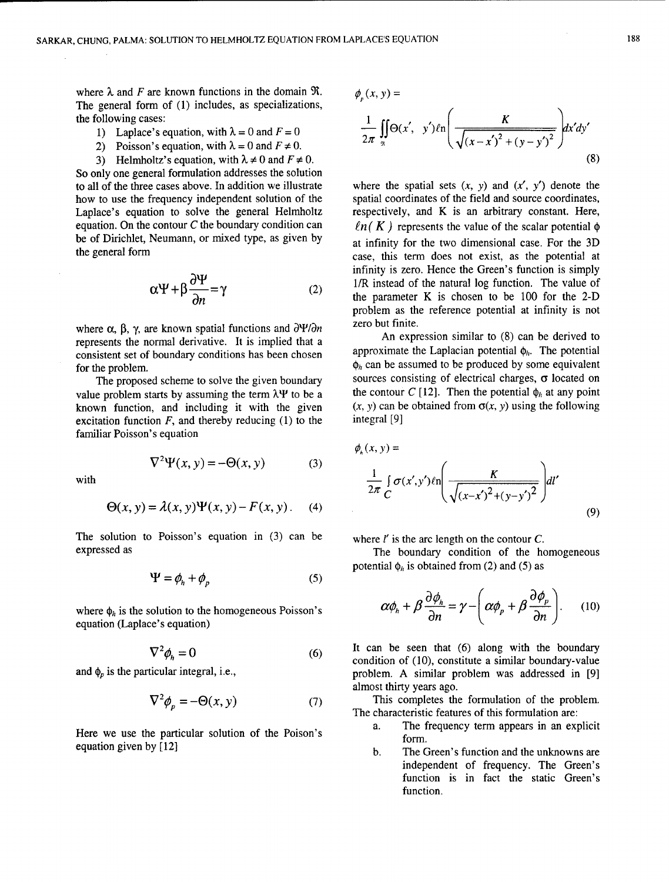where $\lambda$ and $F$ are known functions in the domain $\Re$. The general form of (1) includes, as specializations, the following cases:

1) Laplace's equation, with $\lambda = 0$ and $F = 0$
2) Poisson's equation, with $\lambda = 0$ and $F \neq 0$.
3) Helmholtz's equation, with $\lambda \neq 0$ and $F \neq 0$.

So only one general formulation addresses the solution to all of the three cases above. In addition we illustrate how to use the frequency independent solution of the Laplace's equation to solve the general Helmholtz equation. On the contour $C$ the boundary condition can be of Dirichlet, Neumann, or mixed type, as given by the general form

$$\alpha\Psi + \beta\frac{\partial\Psi}{\partial n} = \gamma \tag{2}$$

where $\alpha$, $\beta$, $\gamma$, are known spatial functions and $\partial\Psi/\partial n$ represents the normal derivative. It is implied that a consistent set of boundary conditions has been chosen for the problem.

The proposed scheme to solve the given boundary value problem starts by assuming the term $\lambda\Psi$ to be a known function, and including it with the given excitation function $F$, and thereby reducing (1) to the familiar Poisson's equation

$$\nabla^2\Psi(x, y) = -\Theta(x, y) \tag{3}$$

with

$$\Theta(x, y) = \lambda(x, y)\Psi(x, y) - F(x, y). \tag{4}$$

The solution to Poisson's equation in (3) can be expressed as

$$\Psi = \phi_h + \phi_p \tag{5}$$

where $\phi_h$ is the solution to the homogeneous Poisson's equation (Laplace's equation)

$$\nabla^2\phi_h = 0 \tag{6}$$

and $\phi_p$ is the particular integral, i.e.,

$$\nabla^2\phi_p = -\Theta(x, y) \tag{7}$$

Here we use the particular solution of the Poison's equation given by [12]

$$\phi_p(x, y) = \frac{1}{2\pi}\iint_{\Re}\Theta(x', y')\ell n\left(\frac{K}{\sqrt{(x-x')^2 + (y-y')^2}}\right)dx'dy' \tag{8}$$

where the spatial sets $(x, y)$ and $(x', y')$ denote the spatial coordinates of the field and source coordinates, respectively, and K is an arbitrary constant. Here, $\ell n(K)$ represents the value of the scalar potential $\phi$ at infinity for the two dimensional case. For the 3D case, this term does not exist, as the potential at infinity is zero. Hence the Green's function is simply 1/R instead of the natural log function. The value of the parameter K is chosen to be 100 for the 2-D problem as the reference potential at infinity is not zero but finite.

An expression similar to (8) can be derived to approximate the Laplacian potential $\phi_h$. The potential $\phi_h$ can be assumed to be produced by some equivalent sources consisting of electrical charges, $\sigma$ located on the contour $C$ [12]. Then the potential $\phi_h$ at any point $(x, y)$ can be obtained from $\sigma(x, y)$ using the following integral [9]

$$\phi_h(x, y) = \frac{1}{2\pi}\int_C \sigma(x', y')\ell n\left(\frac{K}{\sqrt{(x-x')^2 + (y-y')^2}}\right)dl' \tag{9}$$

where $l'$ is the arc length on the contour $C$.

The boundary condition of the homogeneous potential $\phi_h$ is obtained from (2) and (5) as

$$\alpha\phi_h + \beta\frac{\partial\phi_h}{\partial n} = \gamma - \left(\alpha\phi_p + \beta\frac{\partial\phi_p}{\partial n}\right). \tag{10}$$

It can be seen that (6) along with the boundary condition of (10), constitute a similar boundary-value problem. A similar problem was addressed in [9] almost thirty years ago.

This completes the formulation of the problem. The characteristic features of this formulation are:

a. The frequency term appears in an explicit form.
b. The Green's function and the unknowns are independent of frequency. The Green's function is in fact the static Green's function.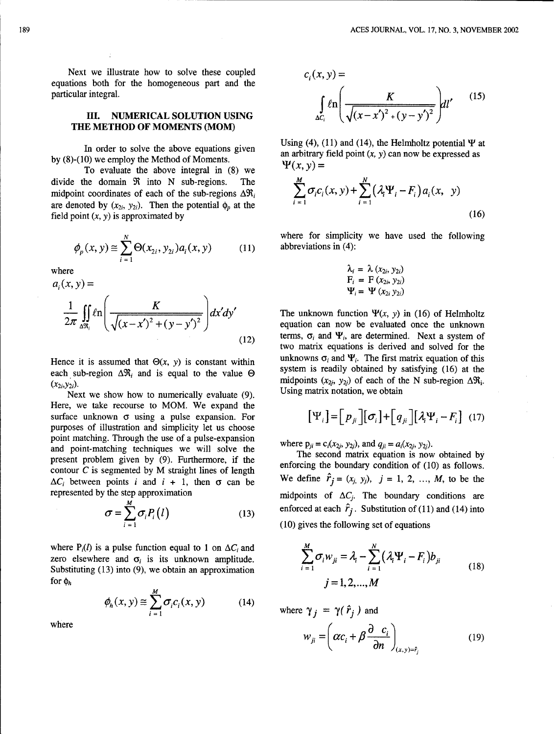Next we illustrate how to solve these coupled equations both for the homogeneous part and the particular integral.

## III. NUMERICAL SOLUTION USING THE METHOD OF MOMENTS (MOM)

In order to solve the above equations given by (8)-(10) we employ the Method of Moments.

To evaluate the above integral in (8) we divide the domain $\Re$ into N sub-regions. The midpoint coordinates of each of the sub-regions $\Delta\Re_i$ are denoted by $(x_{2i}, y_{2i})$. Then the potential $\phi_p$ at the field point $(x, y)$ is approximated by

$$\phi_p(x,y) \cong \sum_{i=1}^{N} \Theta(x_{2i}, y_{2i}) a_i(x,y) \tag{11}$$

where

$$a_i(x,y) = \frac{1}{2\pi} \iint_{\Delta\Re_i} \ell n\left(\frac{K}{\sqrt{(x-x')^2+(y-y')^2}}\right) dx'dy' \tag{12}$$

Hence it is assumed that $\Theta(x, y)$ is constant within each sub-region $\Delta\Re_i$ and is equal to the value $\Theta$ $(x_{2i}, y_{2i})$.

Next we show how to numerically evaluate (9). Here, we take recourse to MOM. We expand the surface unknown $\sigma$ using a pulse expansion. For purposes of illustration and simplicity let us choose point matching. Through the use of a pulse-expansion and point-matching techniques we will solve the present problem given by (9). Furthermore, if the contour $C$ is segmented by M straight lines of length $\Delta C_i$ between points $i$ and $i + 1$, then $\sigma$ can be represented by the step approximation

$$\sigma = \sum_{i=1}^{M} \sigma_i P_i(l) \tag{13}$$

where $P_i(l)$ is a pulse function equal to 1 on $\Delta C_i$ and zero elsewhere and $\sigma_i$ is its unknown amplitude. Substituting (13) into (9), we obtain an approximation for $\phi_h$

$$\phi_h(x,y) \cong \sum_{i=1}^{M} \sigma_i c_i(x,y) \tag{14}$$

where

$$c_i(x,y) = \int_{\Delta C_i} \ell n\left(\frac{K}{\sqrt{(x-x')^2+(y-y')^2}}\right) dl' \tag{15}$$

Using (4), (11) and (14), the Helmholtz potential $\Psi$ at an arbitrary field point $(x, y)$ can now be expressed as

$$\Psi(x,y) = \sum_{i=1}^{M} \sigma_i c_i(x,y) + \sum_{i=1}^{N} (\lambda_i \Psi_i - F_i) a_i(x,\ y) \tag{16}$$

where for simplicity we have used the following abbreviations in (4):

$\lambda_i = \lambda(x_{2i}, y_{2i})$
$F_i = F(x_{2i}, y_{2i})$
$\Psi_i = \Psi(x_{2i}\ y_{2i})$

The unknown function $\Psi(x, y)$ in (16) of Helmholtz equation can now be evaluated once the unknown terms, $\sigma_i$ and $\Psi_i$, are determined. Next a system of two matrix equations is derived and solved for the unknowns $\sigma_i$ and $\Psi_i$. The first matrix equation of this system is readily obtained by satisfying (16) at the midpoints $(x_{2j}, y_{2j})$ of each of the N sub-region $\Delta\Re_i$. Using matrix notation, we obtain

$$[\Psi_i] = [p_{ji}][\sigma_i] + [q_{ji}][\lambda_i \Psi_i - F_i] \tag{17}$$

where $p_{ji} = c_i(x_{2j}, y_{2j})$, and $q_{ji} = a_i(x_{2j}, y_{2j})$.

The second matrix equation is now obtained by enforcing the boundary condition of (10) as follows. We define $\hat{r}_j = (x_j, y_j)$, $j = 1, 2, \ldots, M$, to be the midpoints of $\Delta C_j$. The boundary conditions are enforced at each $\hat{r}_j$. Substitution of (11) and (14) into (10) gives the following set of equations

$$\sum_{i=1}^{M} \sigma_i w_{ji} = \lambda_i - \sum_{i=1}^{N} (\lambda_i \Psi_i - F_i) b_{ji} \qquad j = 1,2,\ldots,M \tag{18}$$

where $\gamma_j = \gamma(\hat{r}_j)$ and

$$w_{ji} = \left(\alpha c_i + \beta \frac{\partial\ c_i}{\partial n}\right)_{(x,y)=\hat{r}_j} \tag{19}$$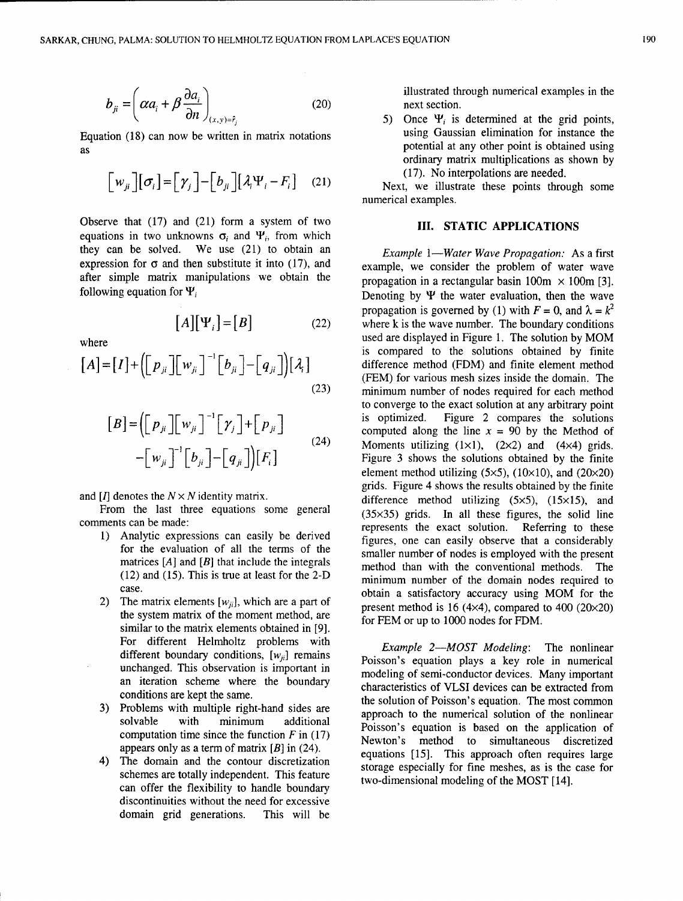$$b_{ji} = \left( \alpha a_i + \beta \frac{\partial a_i}{\partial n} \right)_{(x,y)=\bar{r}_j} \tag{20}$$

Equation (18) can now be written in matrix notations as

$$\left[ w_{ji} \right] \left[ \sigma_i \right] = \left[ \gamma_j \right] - \left[ b_{ji} \right] \left[ \lambda_i \Psi_i - F_i \right] \tag{21}$$

Observe that (17) and (21) form a system of two equations in two unknowns $\sigma_i$ and $\Psi_i$, from which they can be solved. We use (21) to obtain an expression for $\sigma$ and then substitute it into (17), and after simple matrix manipulations we obtain the following equation for $\Psi_i$

$$[A][\Psi_i] = [B] \tag{22}$$

where

$$[A] = [I] + \left( \left[ p_{ji} \right] \left[ w_{ji} \right]^{-1} \left[ b_{ji} \right] - \left[ q_{ji} \right] \right) [\lambda_i] \tag{23}$$

$$[B] = \left( \left[ p_{ji} \right] \left[ w_{ji} \right]^{-1} \left[ \gamma_j \right] + \left[ p_{ji} \right] - \left[ w_{ji} \right]^{-1} \left[ b_{ji} \right] - \left[ q_{ji} \right] \right) [F_i] \tag{24}$$

and $[I]$ denotes the $N \times N$ identity matrix.

From the last three equations some general comments can be made:

1) Analytic expressions can easily be derived for the evaluation of all the terms of the matrices $[A]$ and $[B]$ that include the integrals (12) and (15). This is true at least for the 2-D case.
2) The matrix elements $[w_{ji}]$, which are a part of the system matrix of the moment method, are similar to the matrix elements obtained in [9]. For different Helmholtz problems with different boundary conditions, $[w_{ji}]$ remains unchanged. This observation is important in an iteration scheme where the boundary conditions are kept the same.
3) Problems with multiple right-hand sides are solvable with minimum additional computation time since the function $F$ in (17) appears only as a term of matrix $[B]$ in (24).
4) The domain and the contour discretization schemes are totally independent. This feature can offer the flexibility to handle boundary discontinuities without the need for excessive domain grid generations. This will be illustrated through numerical examples in the next section.
5) Once $\Psi_i$ is determined at the grid points, using Gaussian elimination for instance the potential at any other point is obtained using ordinary matrix multiplications as shown by (17). No interpolations are needed.

Next, we illustrate these points through some numerical examples.

## III. STATIC APPLICATIONS

*Example 1—Water Wave Propagation:* As a first example, we consider the problem of water wave propagation in a rectangular basin 100m × 100m [3]. Denoting by $\Psi$ the water evaluation, then the wave propagation is governed by (1) with $F = 0$, and $\lambda = k^2$ where k is the wave number. The boundary conditions used are displayed in Figure 1. The solution by MOM is compared to the solutions obtained by finite difference method (FDM) and finite element method (FEM) for various mesh sizes inside the domain. The minimum number of nodes required for each method to converge to the exact solution at any arbitrary point is optimized. Figure 2 compares the solutions computed along the line $x = 90$ by the Method of Moments utilizing (1×1), (2×2) and (4×4) grids. Figure 3 shows the solutions obtained by the finite element method utilizing (5×5), (10×10), and (20×20) grids. Figure 4 shows the results obtained by the finite difference method utilizing (5×5), (15×15), and (35×35) grids. In all these figures, the solid line represents the exact solution. Referring to these figures, one can easily observe that a considerably smaller number of nodes is employed with the present method than with the conventional methods. The minimum number of the domain nodes required to obtain a satisfactory accuracy using MOM for the present method is 16 (4×4), compared to 400 (20×20) for FEM or up to 1000 nodes for FDM.

*Example 2—MOST Modeling:* The nonlinear Poisson's equation plays a key role in numerical modeling of semi-conductor devices. Many important characteristics of VLSI devices can be extracted from the solution of Poisson's equation. The most common approach to the numerical solution of the nonlinear Poisson's equation is based on the application of Newton's method to simultaneous discretized equations [15]. This approach often requires large storage especially for fine meshes, as is the case for two-dimensional modeling of the MOST [14].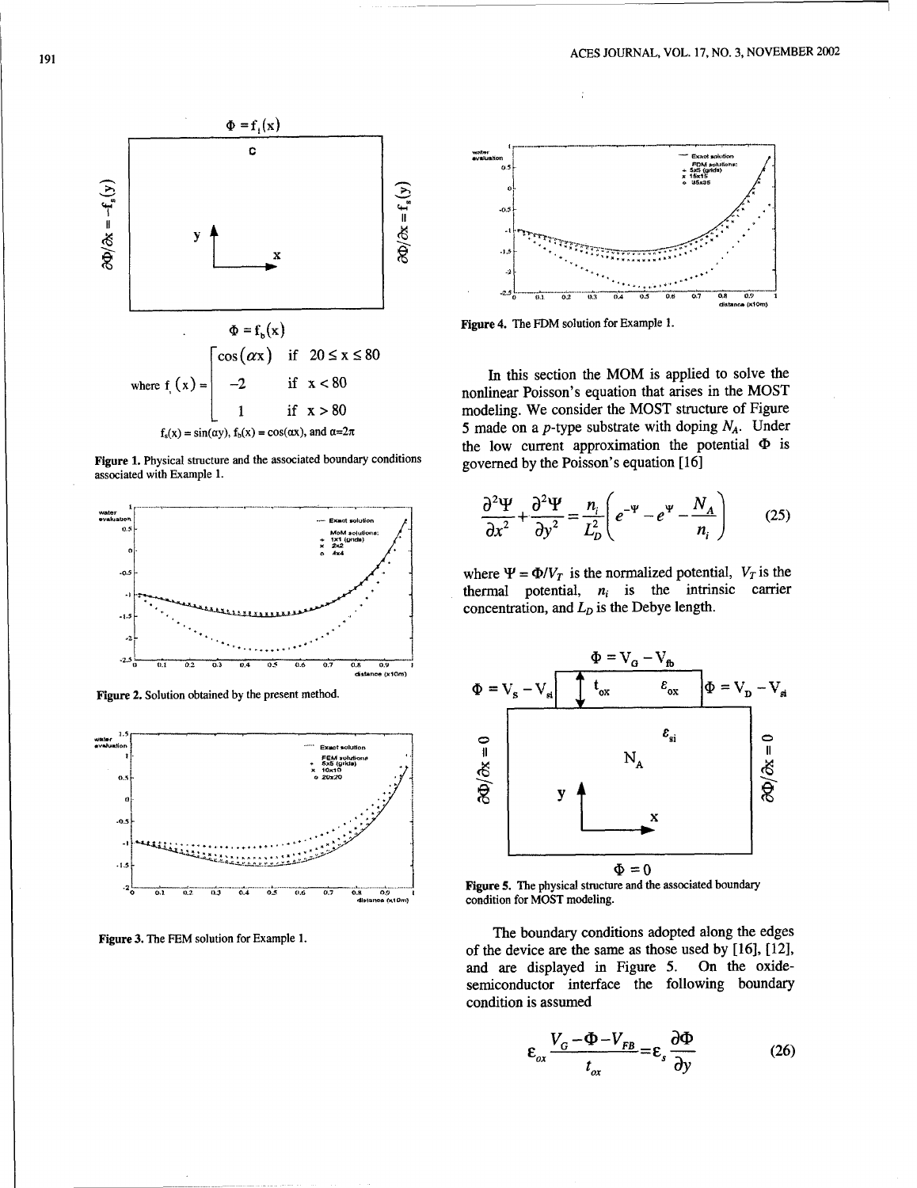$\Phi = f_t(x)$

where $f_t(x) = \begin{cases} \cos(\alpha x) & \text{if } 20 \le x \le 80 \\ -2 & \text{if } x < 80 \\ 1 & \text{if } x > 80 \end{cases}$

$f_s(x) = \sin(\alpha y)$, $f_b(x) = \cos(\alpha x)$, and $\alpha = 2\pi$

**Figure 1.** Physical structure and the associated boundary conditions associated with Example 1.

**Figure 2.** Solution obtained by the present method.

**Figure 3.** The FEM solution for Example 1.

**Figure 4.** The FDM solution for Example 1.

In this section the MOM is applied to solve the nonlinear Poisson's equation that arises in the MOST modeling. We consider the MOST structure of Figure 5 made on a *p*-type substrate with doping $N_A$. Under the low current approximation the potential $\Phi$ is governed by the Poisson's equation [16]

$$\frac{\partial^2 \Psi}{\partial x^2} + \frac{\partial^2 \Psi}{\partial y^2} = \frac{n_i}{L_D^2}\left(e^{-\Psi} - e^{\Psi} - \frac{N_A}{n_i}\right) \tag{25}$$

where $\Psi = \Phi / V_T$ is the normalized potential, $V_T$ is the thermal potential, $n_i$ is the intrinsic carrier concentration, and $L_D$ is the Debye length.

**Figure 5.** The physical structure and the associated boundary condition for MOST modeling.

The boundary conditions adopted along the edges of the device are the same as those used by [16], [12], and are displayed in Figure 5. On the oxide-semiconductor interface the following boundary condition is assumed

$$\varepsilon_{ox} \frac{V_G - \Phi - V_{FB}}{t_{ox}} = \varepsilon_s \frac{\partial \Phi}{\partial y} \tag{26}$$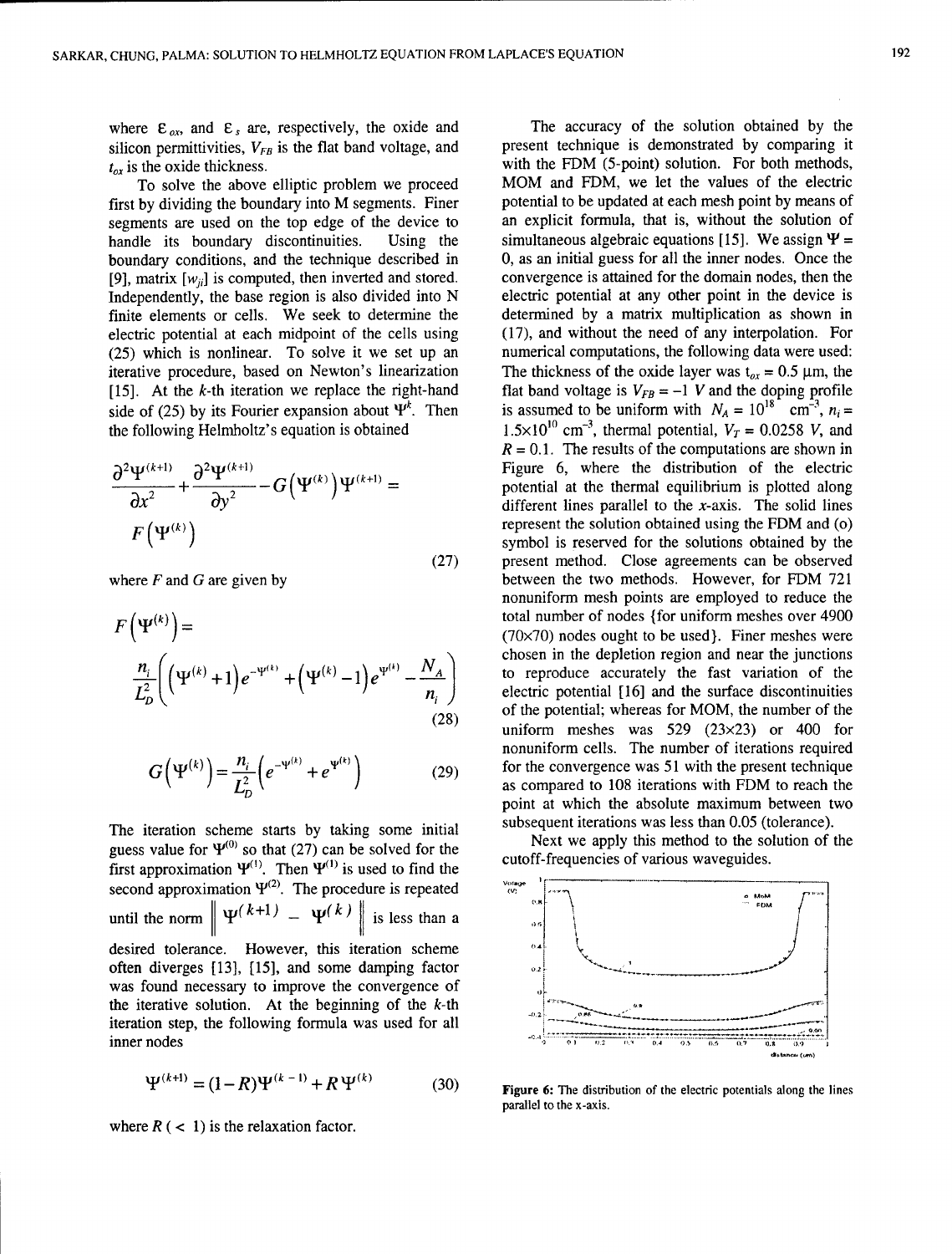where $\varepsilon_{ox}$, and $\varepsilon_s$ are, respectively, the oxide and silicon permittivities, $V_{FB}$ is the flat band voltage, and $t_{ox}$ is the oxide thickness.

To solve the above elliptic problem we proceed first by dividing the boundary into M segments. Finer segments are used on the top edge of the device to handle its boundary discontinuities. Using the boundary conditions, and the technique described in [9], matrix $[w_{ji}]$ is computed, then inverted and stored. Independently, the base region is also divided into N finite elements or cells. We seek to determine the electric potential at each midpoint of the cells using (25) which is nonlinear. To solve it we set up an iterative procedure, based on Newton's linearization [15]. At the $k$-th iteration we replace the right-hand side of (25) by its Fourier expansion about $\Psi^k$. Then the following Helmholtz's equation is obtained

$$\frac{\partial^2 \Psi^{(k+1)}}{\partial x^2} + \frac{\partial^2 \Psi^{(k+1)}}{\partial y^2} - G\left(\Psi^{(k)}\right)\Psi^{(k+1)} = F\left(\Psi^{(k)}\right) \tag{27}$$

where $F$ and $G$ are given by

$$F\left(\Psi^{(k)}\right) = \frac{n_i}{L_D^2}\left(\left(\Psi^{(k)}+1\right)e^{-\Psi^{(k)}} + \left(\Psi^{(k)}-1\right)e^{\Psi^{(k)}} - \frac{N_A}{n_i}\right) \tag{28}$$

$$G\left(\Psi^{(k)}\right) = \frac{n_i}{L_D^2}\left(e^{-\Psi^{(k)}} + e^{\Psi^{(k)}}\right) \tag{29}$$

The iteration scheme starts by taking some initial guess value for $\Psi^{(0)}$ so that (27) can be solved for the first approximation $\Psi^{(1)}$. Then $\Psi^{(1)}$ is used to find the second approximation $\Psi^{(2)}$. The procedure is repeated until the norm $\left\| \Psi^{(k+1)} - \Psi^{(k)} \right\|$ is less than a desired tolerance. However, this iteration scheme often diverges [13], [15], and some damping factor was found necessary to improve the convergence of the iterative solution. At the beginning of the $k$-th iteration step, the following formula was used for all inner nodes

$$\Psi^{(k+1)} = (1-R)\Psi^{(k-1)} + R\Psi^{(k)} \tag{30}$$

where $R$ ( < 1) is the relaxation factor.

The accuracy of the solution obtained by the present technique is demonstrated by comparing it with the FDM (5-point) solution. For both methods, MOM and FDM, we let the values of the electric potential to be updated at each mesh point by means of an explicit formula, that is, without the solution of simultaneous algebraic equations [15]. We assign $\Psi = 0$, as an initial guess for all the inner nodes. Once the convergence is attained for the domain nodes, then the electric potential at any other point in the device is determined by a matrix multiplication as shown in (17), and without the need of any interpolation. For numerical computations, the following data were used: The thickness of the oxide layer was $t_{ox} = 0.5$ µm, the flat band voltage is $V_{FB} = -1$ $V$ and the doping profile is assumed to be uniform with $N_A = 10^{18}$ cm$^{-3}$, $n_i = 1.5\times10^{10}$ cm$^{-3}$, thermal potential, $V_T = 0.0258$ $V$, and $R = 0.1$. The results of the computations are shown in Figure 6, where the distribution of the electric potential at the thermal equilibrium is plotted along different lines parallel to the $x$-axis. The solid lines represent the solution obtained using the FDM and (o) symbol is reserved for the solutions obtained by the present method. Close agreements can be observed between the two methods. However, for FDM 721 nonuniform mesh points are employed to reduce the total number of nodes {for uniform meshes over 4900 (70x70) nodes ought to be used}. Finer meshes were chosen in the depletion region and near the junctions to reproduce accurately the fast variation of the electric potential [16] and the surface discontinuities of the potential; whereas for MOM, the number of the uniform meshes was 529 (23x23) or 400 for nonuniform cells. The number of iterations required for the convergence was 51 with the present technique as compared to 108 iterations with FDM to reach the point at which the absolute maximum between two subsequent iterations was less than 0.05 (tolerance).

Next we apply this method to the solution of the cutoff-frequencies of various waveguides.

**Figure 6:** The distribution of the electric potentials along the lines parallel to the x-axis.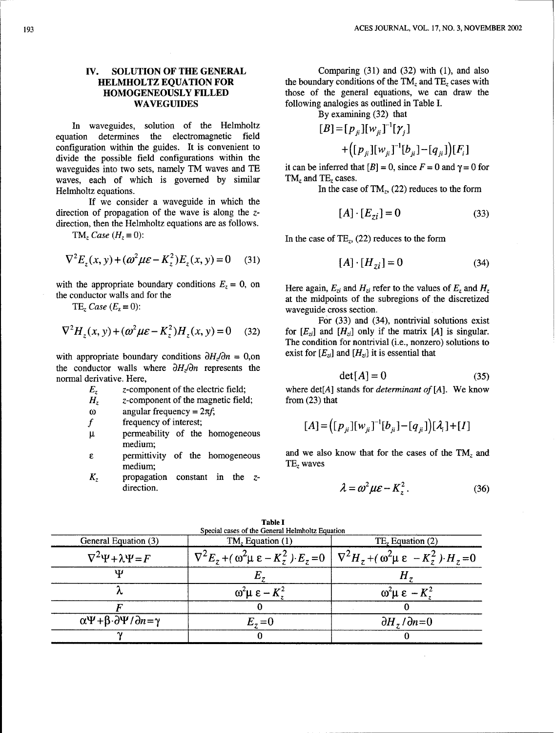## IV. SOLUTION OF THE GENERAL HELMHOLTZ EQUATION FOR HOMOGENEOUSLY FILLED WAVEGUIDES

In waveguides, solution of the Helmholtz equation determines the electromagnetic field configuration within the guides. It is convenient to divide the possible field configurations within the waveguides into two sets, namely TM waves and TE waves, each of which is governed by similar Helmholtz equations.

If we consider a waveguide in which the direction of propagation of the wave is along the $z$-direction, then the Helmholtz equations are as follows.

*$TM_z$ Case* ($H_z \equiv 0$):

$$\nabla^2 E_z(x,y) + (\omega^2 \mu\varepsilon - K_z^2) E_z(x,y) = 0 \quad (31)$$

with the appropriate boundary conditions $E_z = 0$, on the conductor walls and for the

*$TE_z$ Case* ($E_z \equiv 0$):

$$\nabla^2 H_z(x,y) + (\omega^2 \mu\varepsilon - K_z^2) H_z(x,y) = 0 \quad (32)$$

with appropriate boundary conditions $\partial H_z/\partial n = 0$,on the conductor walls where $\partial H_z/\partial n$ represents the normal derivative. Here,

- $E_z$ — $z$-component of the electric field;
- $H_z$ — $z$-component of the magnetic field;
- $\omega$ — angular frequency = $2\pi f$;
- $f$ — frequency of interest;
- $\mu$ — permeability of the homogeneous medium;
- $\varepsilon$ — permittivity of the homogeneous medium;
- $K_z$ — propagation constant in the $z$-direction.

Comparing (31) and (32) with (1), and also the boundary conditions of the $TM_z$ and $TE_z$ cases with those of the general equations, we can draw the following analogies as outlined in Table I.

By examining (32) that

$$[B] = [p_{ji}][w_{ji}]^{-1}[\gamma_j] + \left([p_{ji}][w_{ji}]^{-1}[b_{ji}] - [q_{ji}]\right)[F_i]$$

it can be inferred that $[B] = 0$, since $F = 0$ and $\gamma = 0$ for $TM_z$ and $TE_z$ cases.

In the case of $TM_z$, (22) reduces to the form

$$[A] \cdot [E_{zi}] = 0 \quad (33)$$

In the case of $TE_z$, (22) reduces to the form

$$[A] \cdot [H_{zi}] = 0 \quad (34)$$

Here again, $E_{zi}$ and $H_{zi}$ refer to the values of $E_z$ and $H_z$ at the midpoints of the subregions of the discretized waveguide cross section.

For (33) and (34), nontrivial solutions exist for $[E_{zi}]$ and $[H_{zi}]$ only if the matrix $[A]$ is singular. The condition for nontrivial (i.e., nonzero) solutions to exist for $[E_{zi}]$ and $[H_{zi}]$ it is essential that

$$\det[A] = 0 \quad (35)$$

where det$[A]$ stands for *determinant of* $[A]$. We know from (23) that

$$[A] = \left([p_{ji}][w_{ji}]^{-1}[b_{ji}] - [q_{ji}]\right)[\lambda_i] + [I]$$

and we also know that for the cases of the $TM_z$ and $TE_z$ waves

$$\lambda = \omega^2 \mu\varepsilon - K_z^2. \quad (36)$$

**Table I**
Special cases of the General Helmholtz Equation

| General Equation (3) | $TM_z$ Equation (1) | $TE_z$ Equation (2) |
|---|---|---|
| $\nabla^2\Psi + \lambda\Psi = F$ | $\nabla^2 E_z + (\omega^2\mu\varepsilon - K_z^2)\cdot E_z = 0$ | $\nabla^2 H_z + (\omega^2\mu\varepsilon - K_z^2)\cdot H_z = 0$ |
| $\Psi$ | $E_z$ | $H_z$ |
| $\lambda$ | $\omega^2\mu\varepsilon - K_z^2$ | $\omega^2\mu\varepsilon - K_z^2$ |
| $F$ | 0 | 0 |
| $\alpha\Psi + \beta\cdot\partial\Psi/\partial n = \gamma$ | $E_z = 0$ | $\partial H_z/\partial n = 0$ |
| $\gamma$ | 0 | 0 |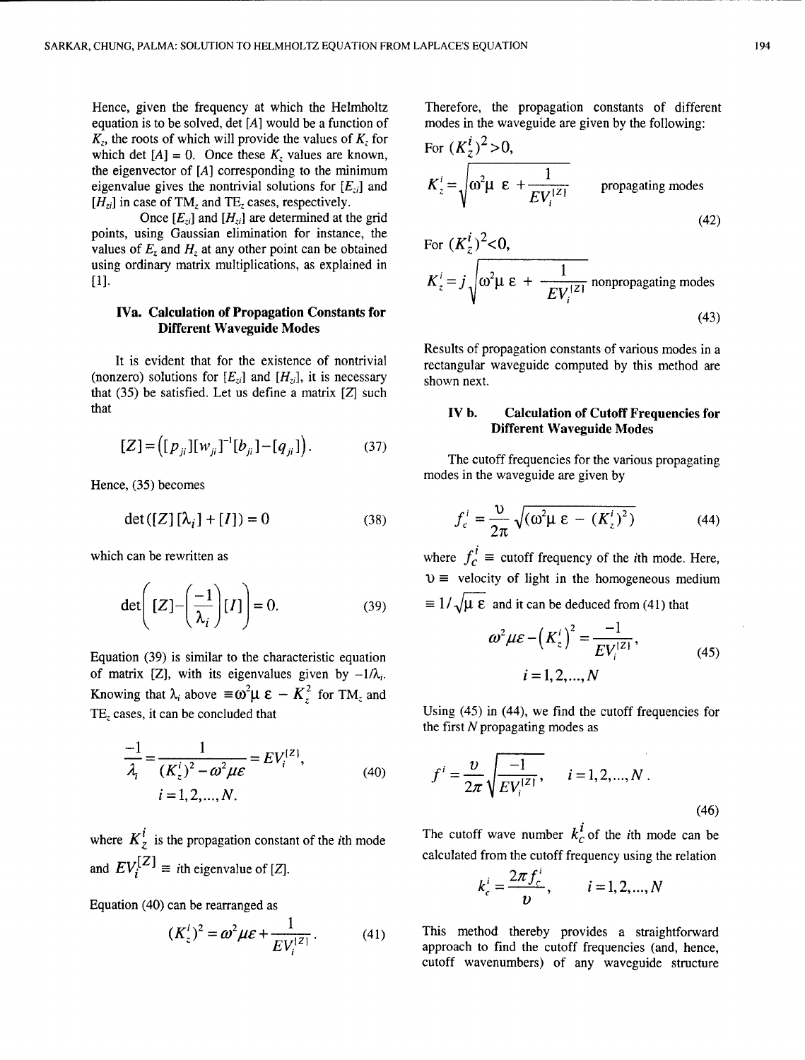Hence, given the frequency at which the Helmholtz equation is to be solved, det $[A]$ would be a function of $K_z$, the roots of which will provide the values of $K_z$ for which det $[A] = 0$. Once these $K_z$ values are known, the eigenvector of $[A]$ corresponding to the minimum eigenvalue gives the nontrivial solutions for $[E_{zi}]$ and $[H_{zi}]$ in case of $TM_z$ and $TE_z$ cases, respectively.

Once $[E_{zi}]$ and $[H_{zi}]$ are determined at the grid points, using Gaussian elimination for instance, the values of $E_z$ and $H_z$ at any other point can be obtained using ordinary matrix multiplications, as explained in [1].

### IVa. Calculation of Propagation Constants for Different Waveguide Modes

It is evident that for the existence of nontrivial (nonzero) solutions for $[E_{zi}]$ and $[H_{zi}]$, it is necessary that (35) be satisfied. Let us define a matrix $[Z]$ such that

$$[Z] = \left([p_{ji}][w_{ji}]^{-1}[b_{ji}] - [q_{ji}]\right). \tag{37}$$

Hence, (35) becomes

$$\det([Z][\lambda_i] + [I]) = 0 \tag{38}$$

which can be rewritten as

$$\det\left([Z] - \left(\frac{-1}{\lambda_i}\right)[I]\right) = 0. \tag{39}$$

Equation (39) is similar to the characteristic equation of matrix $[Z]$, with its eigenvalues given by $-1/\lambda_i$. Knowing that $\lambda_i$ above $\equiv \omega^2\mu\,\varepsilon - K_z^2$ for $TM_z$ and $TE_z$ cases, it can be concluded that

$$\frac{-1}{\lambda_i} = \frac{1}{(K_z^i)^2 - \omega^2\mu\varepsilon} = EV_i^{[Z]}, \qquad i = 1, 2, \ldots, N. \tag{40}$$

where $K_z^i$ is the propagation constant of the $i$th mode and $EV_i^{[Z]} \equiv$ $i$th eigenvalue of $[Z]$.

Equation (40) can be rearranged as

$$(K_z^i)^2 = \omega^2\mu\varepsilon + \frac{1}{EV_i^{[Z]}}. \tag{41}$$

Therefore, the propagation constants of different modes in the waveguide are given by the following:

For $(K_z^i)^2 > 0$,

$$K_z^i = \sqrt{\omega^2\mu\,\varepsilon + \frac{1}{EV_i^{[Z]}}} \qquad \text{propagating modes} \tag{42}$$

For $(K_z^i)^2 < 0$,

$$K_z^i = j\sqrt{\omega^2\mu\,\varepsilon + \frac{1}{EV_i^{[Z]}}} \qquad \text{nonpropagating modes} \tag{43}$$

Results of propagation constants of various modes in a rectangular waveguide computed by this method are shown next.

### IV b. Calculation of Cutoff Frequencies for Different Waveguide Modes

The cutoff frequencies for the various propagating modes in the waveguide are given by

$$f_c^i = \frac{\upsilon}{2\pi}\sqrt{(\omega^2\mu\,\varepsilon - (K_z^i)^2)} \tag{44}$$

where $f_c^i \equiv$ cutoff frequency of the $i$th mode. Here, $\upsilon \equiv$ velocity of light in the homogeneous medium $\equiv 1/\sqrt{\mu\,\varepsilon}$ and it can be deduced from (41) that

$$\omega^2\mu\varepsilon - \left(K_z^i\right)^2 = \frac{-1}{EV_i^{[Z]}}, \qquad i = 1, 2, \ldots, N \tag{45}$$

Using (45) in (44), we find the cutoff frequencies for the first $N$ propagating modes as

$$f^i = \frac{\upsilon}{2\pi}\sqrt{\frac{-1}{EV_i^{[Z]}}}, \qquad i = 1, 2, \ldots, N. \tag{46}$$

The cutoff wave number $k_c^i$ of the $i$th mode can be calculated from the cutoff frequency using the relation

$$k_c^i = \frac{2\pi f_c^i}{\upsilon}, \qquad i = 1, 2, \ldots, N$$

This method thereby provides a straightforward approach to find the cutoff frequencies (and, hence, cutoff wavenumbers) of any waveguide structure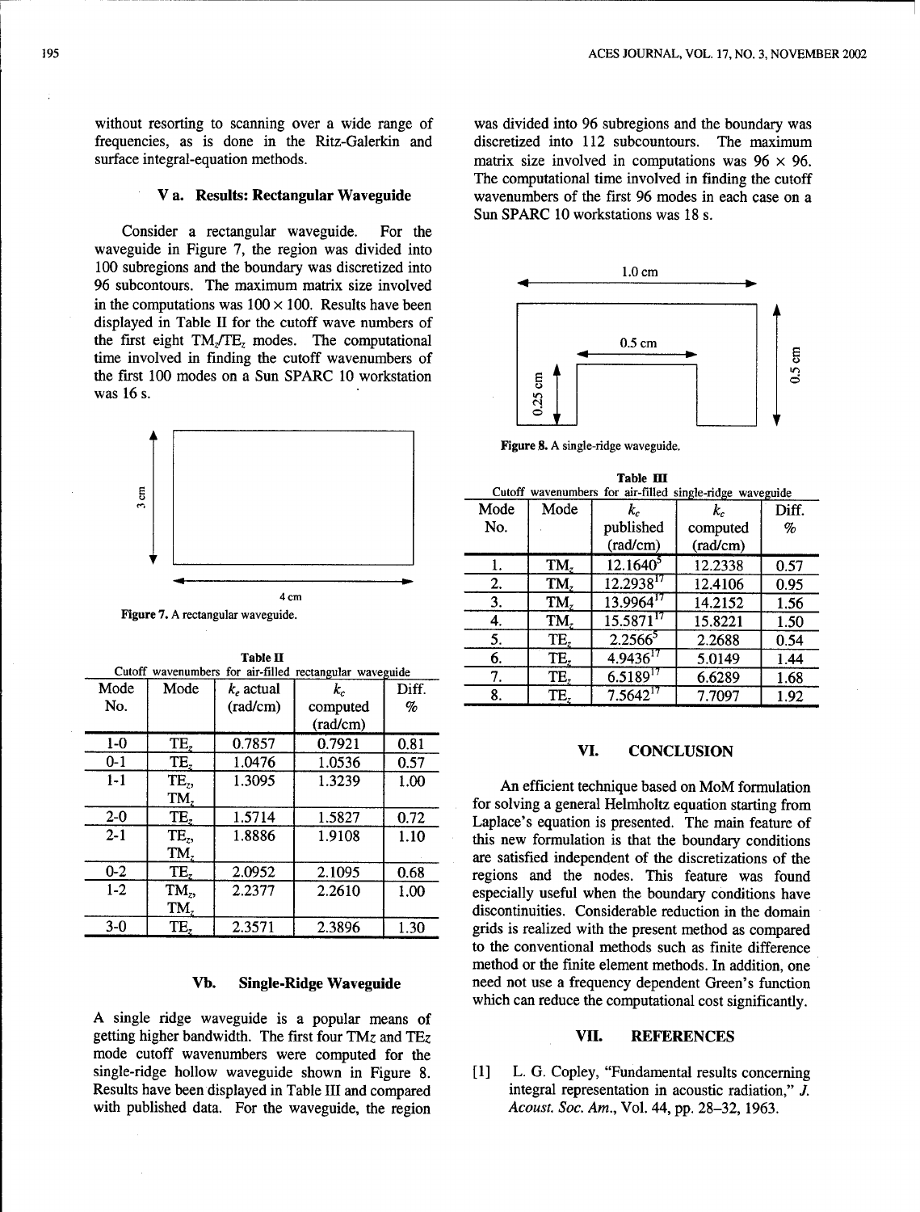without resorting to scanning over a wide range of frequencies, as is done in the Ritz-Galerkin and surface integral-equation methods.

## V a. Results: Rectangular Waveguide

Consider a rectangular waveguide. For the waveguide in Figure 7, the region was divided into 100 subregions and the boundary was discretized into 96 subcontours. The maximum matrix size involved in the computations was $100 \times 100$. Results have been displayed in Table II for the cutoff wave numbers of the first eight $TM_z/TE_z$ modes. The computational time involved in finding the cutoff wavenumbers of the first 100 modes on a Sun SPARC 10 workstation was 16 s.

**Figure 7.** A rectangular waveguide.

**Table II**
Cutoff wavenumbers for air-filled rectangular waveguide

| Mode No. | Mode | $k_c$ actual (rad/cm) | $k_c$ computed (rad/cm) | Diff. % |
|---|---|---|---|---|
| 1-0 | $TE_z$ | 0.7857 | 0.7921 | 0.81 |
| 0-1 | $TE_z$ | 1.0476 | 1.0536 | 0.57 |
| 1-1 | $TE_z$, $TM_z$ | 1.3095 | 1.3239 | 1.00 |
| 2-0 | $TE_z$ | 1.5714 | 1.5827 | 0.72 |
| 2-1 | $TE_z$, $TM_z$ | 1.8886 | 1.9108 | 1.10 |
| 0-2 | $TE_z$ | 2.0952 | 2.1095 | 0.68 |
| 1-2 | $TM_z$, $TM_z$ | 2.2377 | 2.2610 | 1.00 |
| 3-0 | $TE_z$ | 2.3571 | 2.3896 | 1.30 |

## Vb. Single-Ridge Waveguide

A single ridge waveguide is a popular means of getting higher bandwidth. The first four TMz and TEz mode cutoff wavenumbers were computed for the single-ridge hollow waveguide shown in Figure 8. Results have been displayed in Table III and compared with published data. For the waveguide, the region was divided into 96 subregions and the boundary was discretized into 112 subcountours. The maximum matrix size involved in computations was $96 \times 96$. The computational time involved in finding the cutoff wavenumbers of the first 96 modes in each case on a Sun SPARC 10 workstations was 18 s.

**Figure 8.** A single-ridge waveguide.

**Table III**
Cutoff wavenumbers for air-filled single-ridge waveguide

| Mode No. | Mode | $k_c$ published (rad/cm) | $k_c$ computed (rad/cm) | Diff. % |
|---|---|---|---|---|
| 1. | $TM_z$ | 12.1640[5] | 12.2338 | 0.57 |
| 2. | $TM_z$ | 12.2938[17] | 12.4106 | 0.95 |
| 3. | $TM_z$ | 13.9964[17] | 14.2152 | 1.56 |
| 4. | $TM_z$ | 15.5871[17] | 15.8221 | 1.50 |
| 5. | $TE_z$ | 2.2566[5] | 2.2688 | 0.54 |
| 6. | $TE_z$ | 4.9436[17] | 5.0149 | 1.44 |
| 7. | $TE_z$ | 6.5189[17] | 6.6289 | 1.68 |
| 8. | $TE_z$ | 7.5642[17] | 7.7097 | 1.92 |

## VI. CONCLUSION

An efficient technique based on MoM formulation for solving a general Helmholtz equation starting from Laplace's equation is presented. The main feature of this new formulation is that the boundary conditions are satisfied independent of the discretizations of the regions and the nodes. This feature was found especially useful when the boundary conditions have discontinuities. Considerable reduction in the domain grids is realized with the present method as compared to the conventional methods such as finite difference method or the finite element methods. In addition, one need not use a frequency dependent Green's function which can reduce the computational cost significantly.

## VII. REFERENCES

[1] L. G. Copley, "Fundamental results concerning integral representation in acoustic radiation," *J. Acoust. Soc. Am.*, Vol. 44, pp. 28–32, 1963.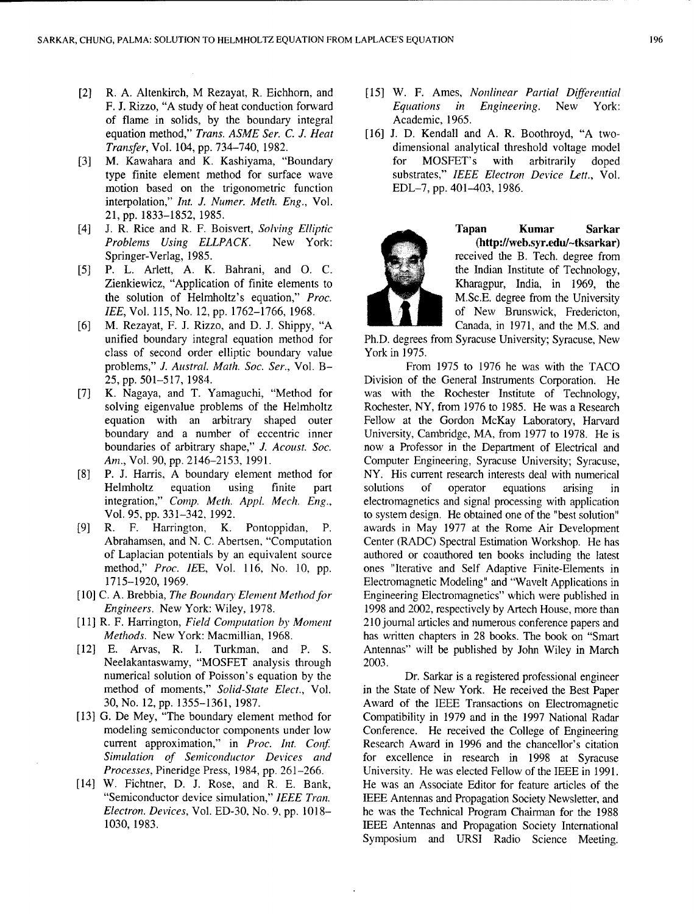[2] R. A. Altenkirch, M Rezayat, R. Eichhorn, and F. J. Rizzo, "A study of heat conduction forward of flame in solids, by the boundary integral equation method," *Trans. ASME Ser. C. J. Heat Transfer*, Vol. 104, pp. 734–740, 1982.

[3] M. Kawahara and K. Kashiyama, "Boundary type finite element method for surface wave motion based on the trigonometric function interpolation," *Int. J. Numer. Meth. Eng.*, Vol. 21, pp. 1833–1852, 1985.

[4] J. R. Rice and R. F. Boisvert, *Solving Elliptic Problems Using ELLPACK.* New York: Springer-Verlag, 1985.

[5] P. L. Arlett, A. K. Bahrani, and O. C. Zienkiewicz, "Application of finite elements to the solution of Helmholtz's equation," *Proc. IEE*, Vol. 115, No. 12, pp. 1762–1766, 1968.

[6] M. Rezayat, F. J. Rizzo, and D. J. Shippy, "A unified boundary integral equation method for class of second order elliptic boundary value problems," *J. Austral. Math. Soc. Ser.*, Vol. B–25, pp. 501–517, 1984.

[7] K. Nagaya, and T. Yamaguchi, "Method for solving eigenvalue problems of the Helmholtz equation with an arbitrary shaped outer boundary and a number of eccentric inner boundaries of arbitrary shape," *J. Acoust. Soc. Am.*, Vol. 90, pp. 2146–2153, 1991.

[8] P. J. Harris, A boundary element method for Helmholtz equation using finite part integration," *Comp. Meth. Appl. Mech. Eng.*, Vol. 95, pp. 331–342, 1992.

[9] R. F. Harrington, K. Pontoppidan, P. Abrahamsen, and N. C. Abertsen, "Computation of Laplacian potentials by an equivalent source method," *Proc. IEE*, Vol. 116, No. 10, pp. 1715–1920, 1969.

[10] C. A. Brebbia, *The Boundary Element Method for Engineers.* New York: Wiley, 1978.

[11] R. F. Harrington, *Field Computation by Moment Methods.* New York: Macmillian, 1968.

[12] E. Arvas, R. I. Turkman, and P. S. Neelakantaswamy, "MOSFET analysis through numerical solution of Poisson's equation by the method of moments," *Solid-State Elect.*, Vol. 30, No. 12, pp. 1355–1361, 1987.

[13] G. De Mey, "The boundary element method for modeling semiconductor components under low current approximation," in *Proc. Int. Conf. Simulation of Semiconductor Devices and Processes*, Pineridge Press, 1984, pp. 261–266.

[14] W. Fichtner, D. J. Rose, and R. E. Bank, "Semiconductor device simulation," *IEEE Tran. Electron. Devices*, Vol. ED-30, No. 9, pp. 1018–1030, 1983.

[15] W. F. Ames, *Nonlinear Partial Differential Equations in Engineering.* New York: Academic, 1965.

[16] J. D. Kendall and A. R. Boothroyd, "A two-dimensional analytical threshold voltage model for MOSFET's with arbitrarily doped substrates," *IEEE Electron Device Lett.*, Vol. EDL–7, pp. 401–403, 1986.

**Tapan Kumar Sarkar (http://web.syr.edu/~tksarkar)** received the B. Tech. degree from the Indian Institute of Technology, Kharagpur, India, in 1969, the M.Sc.E. degree from the University of New Brunswick, Fredericton, Canada, in 1971, and the M.S. and Ph.D. degrees from Syracuse University; Syracuse, New York in 1975.

From 1975 to 1976 he was with the TACO Division of the General Instruments Corporation. He was with the Rochester Institute of Technology, Rochester, NY, from 1976 to 1985. He was a Research Fellow at the Gordon McKay Laboratory, Harvard University, Cambridge, MA, from 1977 to 1978. He is now a Professor in the Department of Electrical and Computer Engineering, Syracuse University; Syracuse, NY. His current research interests deal with numerical solutions of operator equations arising in electromagnetics and signal processing with application to system design. He obtained one of the "best solution" awards in May 1977 at the Rome Air Development Center (RADC) Spectral Estimation Workshop. He has authored or coauthored ten books including the latest ones "Iterative and Self Adaptive Finite-Elements in Electromagnetic Modeling" and "Wavelt Applications in Engineering Electromagnetics" which were published in 1998 and 2002, respectively by Artech House, more than 210 journal articles and numerous conference papers and has written chapters in 28 books. The book on "Smart Antennas" will be published by John Wiley in March 2003.

Dr. Sarkar is a registered professional engineer in the State of New York. He received the Best Paper Award of the IEEE Transactions on Electromagnetic Compatibility in 1979 and in the 1997 National Radar Conference. He received the College of Engineering Research Award in 1996 and the chancellor's citation for excellence in research in 1998 at Syracuse University. He was elected Fellow of the IEEE in 1991. He was an Associate Editor for feature articles of the IEEE Antennas and Propagation Society Newsletter, and he was the Technical Program Chairman for the 1988 IEEE Antennas and Propagation Society International Symposium and URSI Radio Science Meeting.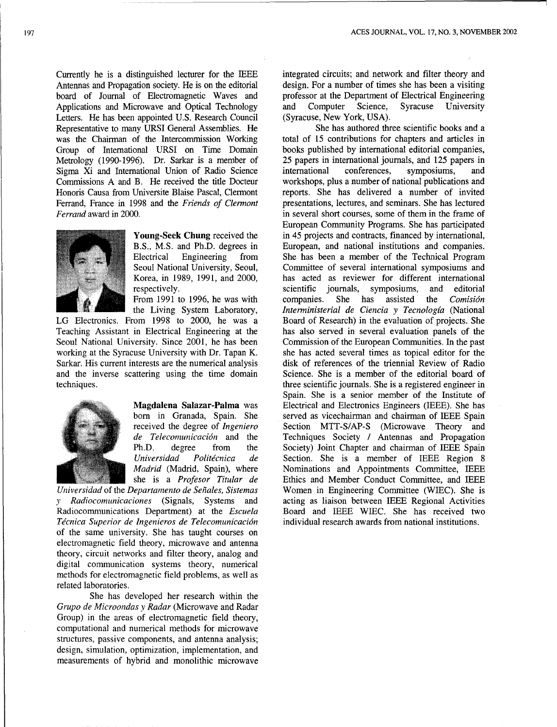Currently he is a distinguished lecturer for the IEEE Antennas and Propagation society. He is on the editorial board of Journal of Electromagnetic Waves and Applications and Microwave and Optical Technology Letters. He has been appointed U.S. Research Council Representative to many URSI General Assemblies. He was the Chairman of the Intercommission Working Group of International URSI on Time Domain Metrology (1990-1996). Dr. Sarkar is a member of Sigma Xi and International Union of Radio Science Commissions A and B. He received the title Docteur Honoris Causa from Universite Blaise Pascal, Clermont Ferrand, France in 1998 and the *Friends of Clermont Ferrand* award in 2000.

**Young-Seek Chung** received the B.S., M.S. and Ph.D. degrees in Electrical Engineering from Seoul National University, Seoul, Korea, in 1989, 1991, and 2000, respectively. From 1991 to 1996, he was with the Living System Laboratory, LG Electronics. From 1998 to 2000, he was a Teaching Assistant in Electrical Engineering at the Seoul National University. Since 2001, he has been working at the Syracuse University with Dr. Tapan K. Sarkar. His current interests are the numerical analysis and the inverse scattering using the time domain techniques.

**Magdalena Salazar-Palma** was born in Granada, Spain. She received the degree of *Ingeniero de Telecomunicación* and the Ph.D. degree from the *Universidad Politécnica de Madrid* (Madrid, Spain), where she is a *Profesor Titular de Universidad* of the *Departamento de Señales, Sistemas y Radiocomunicaciones* (Signals, Systems and Radiocommunications Department) at the *Escuela Técnica Superior de Ingenieros de Telecomunicación* of the same university. She has taught courses on electromagnetic field theory, microwave and antenna theory, circuit networks and filter theory, analog and digital communication systems theory, numerical methods for electromagnetic field problems, as well as related laboratories.

She has developed her research within the *Grupo de Microondas y Radar* (Microwave and Radar Group) in the areas of electromagnetic field theory, computational and numerical methods for microwave structures, passive components, and antenna analysis; design, simulation, optimization, implementation, and measurements of hybrid and monolithic microwave integrated circuits; and network and filter theory and design. For a number of times she has been a visiting professor at the Department of Electrical Engineering and Computer Science, Syracuse University (Syracuse, New York, USA).

She has authored three scientific books and a total of 15 contributions for chapters and articles in books published by international editorial companies, 25 papers in international journals, and 125 papers in international conferences, symposiums, and workshops, plus a number of national publications and reports. She has delivered a number of invited presentations, lectures, and seminars. She has lectured in several short courses, some of them in the frame of European Community Programs. She has participated in 45 projects and contracts, financed by international, European, and national institutions and companies. She has been a member of the Technical Program Committee of several international symposiums and has acted as reviewer for different international scientific journals, symposiums, and editorial companies. She has assisted the *Comisión Interministerial de Ciencia y Tecnología* (National Board of Research) in the evaluation of projects. She has also served in several evaluation panels of the Commission of the European Communities. In the past she has acted several times as topical editor for the disk of references of the triennial Review of Radio Science. She is a member of the editorial board of three scientific journals. She is a registered engineer in Spain. She is a senior member of the Institute of Electrical and Electronics Engineers (IEEE). She has served as vicechairman and chairman of IEEE Spain Section MTT-S/AP-S (Microwave Theory and Techniques Society / Antennas and Propagation Society) Joint Chapter and chairman of IEEE Spain Section. She is a member of IEEE Region 8 Nominations and Appointments Committee, IEEE Ethics and Member Conduct Committee, and IEEE Women in Engineering Committee (WIEC). She is acting as liaison between IEEE Regional Activities Board and IEEE WIEC. She has received two individual research awards from national institutions.